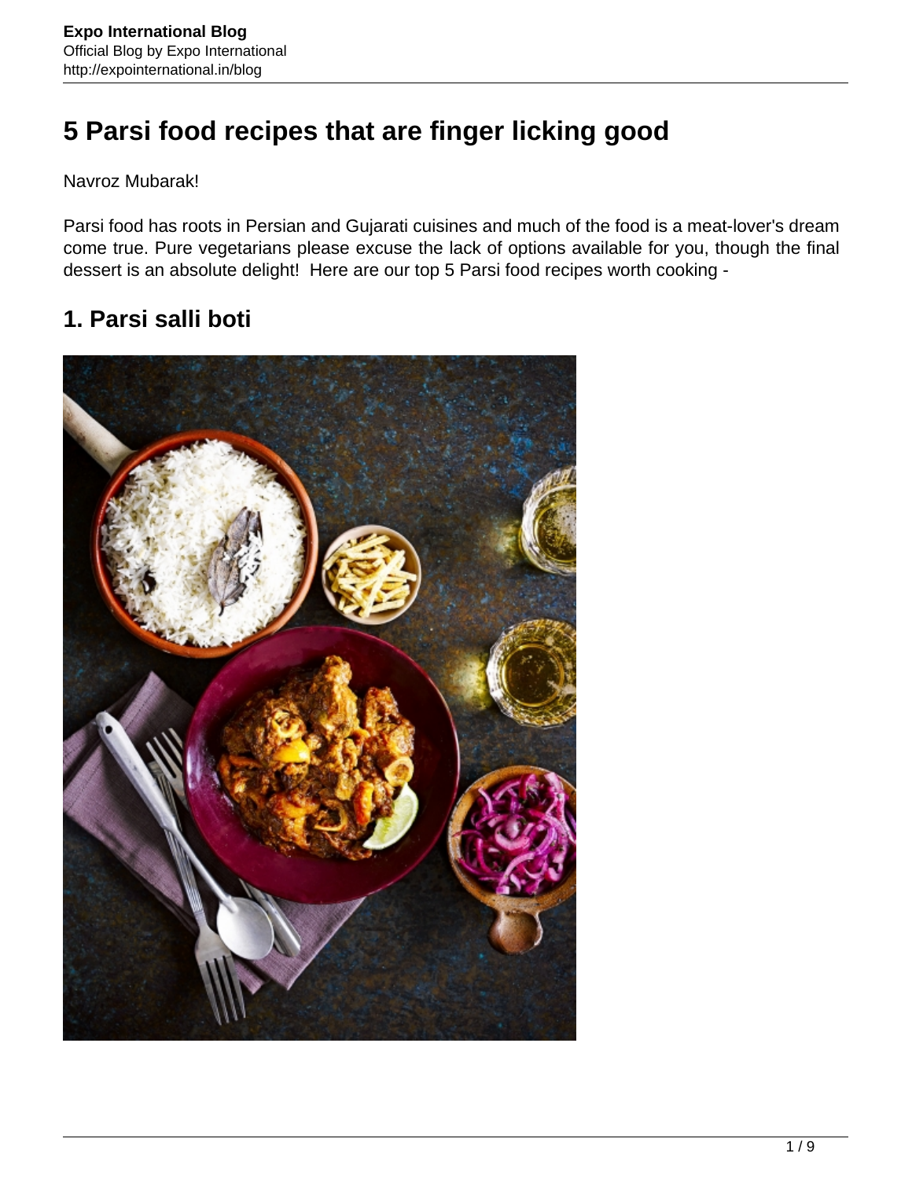# 5 Parsi food recipes that are finger licking good

Navroz Mubarak!

Parsi food has roots in Persian and Gujarati cuisines and much of the food is a meat-lover's dream come true. Pure vegetarians please excuse the lack of options available for you, though the final dessert is an absolute delight! Here are our top 5 Parsi food recipes worth cooking -

## 1. Parsi salli boti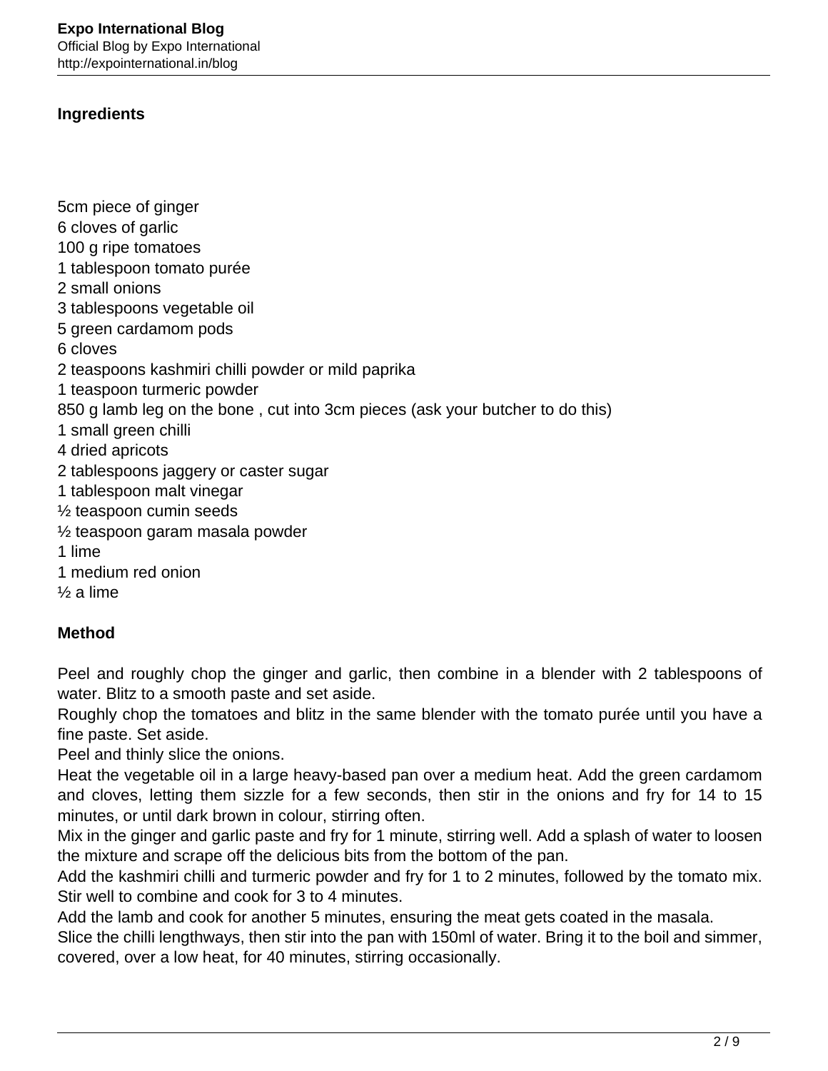### Ingredients

5cm piece of ginger
6 cloves of garlic
100 g ripe tomatoes
1 tablespoon tomato purée
2 small onions
3 tablespoons vegetable oil
5 green cardamom pods
6 cloves
2 teaspoons kashmiri chilli powder or mild paprika
1 teaspoon turmeric powder
850 g lamb leg on the bone , cut into 3cm pieces (ask your butcher to do this)
1 small green chilli
4 dried apricots
2 tablespoons jaggery or caster sugar
1 tablespoon malt vinegar
½ teaspoon cumin seeds
½ teaspoon garam masala powder
1 lime
1 medium red onion
½ a lime

### Method

Peel and roughly chop the ginger and garlic, then combine in a blender with 2 tablespoons of water. Blitz to a smooth paste and set aside.
Roughly chop the tomatoes and blitz in the same blender with the tomato purée until you have a fine paste. Set aside.
Peel and thinly slice the onions.
Heat the vegetable oil in a large heavy-based pan over a medium heat. Add the green cardamom and cloves, letting them sizzle for a few seconds, then stir in the onions and fry for 14 to 15 minutes, or until dark brown in colour, stirring often.
Mix in the ginger and garlic paste and fry for 1 minute, stirring well. Add a splash of water to loosen the mixture and scrape off the delicious bits from the bottom of the pan.
Add the kashmiri chilli and turmeric powder and fry for 1 to 2 minutes, followed by the tomato mix. Stir well to combine and cook for 3 to 4 minutes.
Add the lamb and cook for another 5 minutes, ensuring the meat gets coated in the masala.
Slice the chilli lengthways, then stir into the pan with 150ml of water. Bring it to the boil and simmer, covered, over a low heat, for 40 minutes, stirring occasionally.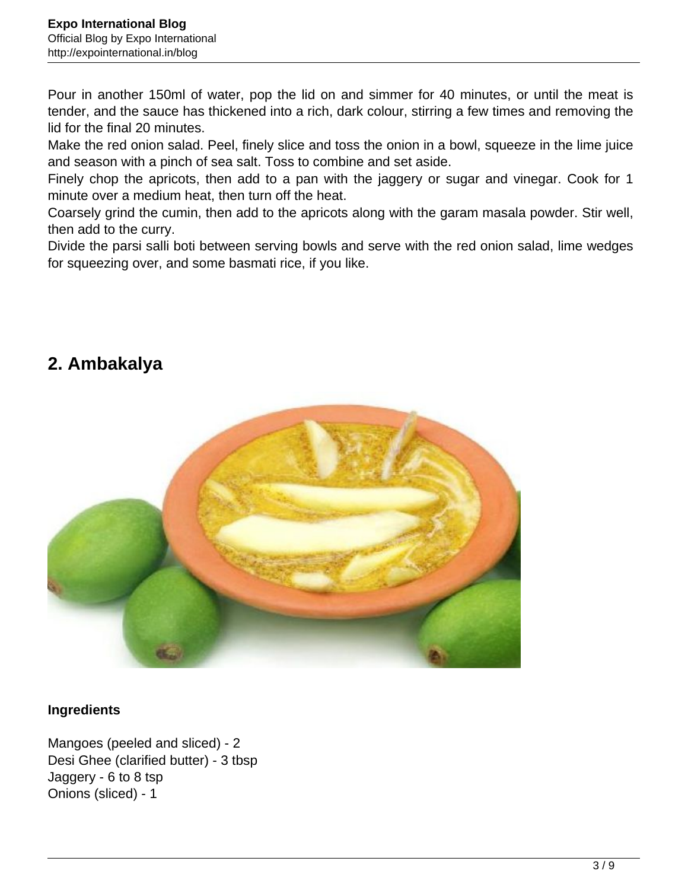Pour in another 150ml of water, pop the lid on and simmer for 40 minutes, or until the meat is tender, and the sauce has thickened into a rich, dark colour, stirring a few times and removing the lid for the final 20 minutes.
Make the red onion salad. Peel, finely slice and toss the onion in a bowl, squeeze in the lime juice and season with a pinch of sea salt. Toss to combine and set aside.
Finely chop the apricots, then add to a pan with the jaggery or sugar and vinegar. Cook for 1 minute over a medium heat, then turn off the heat.
Coarsely grind the cumin, then add to the apricots along with the garam masala powder. Stir well, then add to the curry.
Divide the parsi salli boti between serving bowls and serve with the red onion salad, lime wedges for squeezing over, and some basmati rice, if you like.

## 2. Ambakalya

**Ingredients**

Mangoes (peeled and sliced) - 2
Desi Ghee (clarified butter) - 3 tbsp
Jaggery - 6 to 8 tsp
Onions (sliced) - 1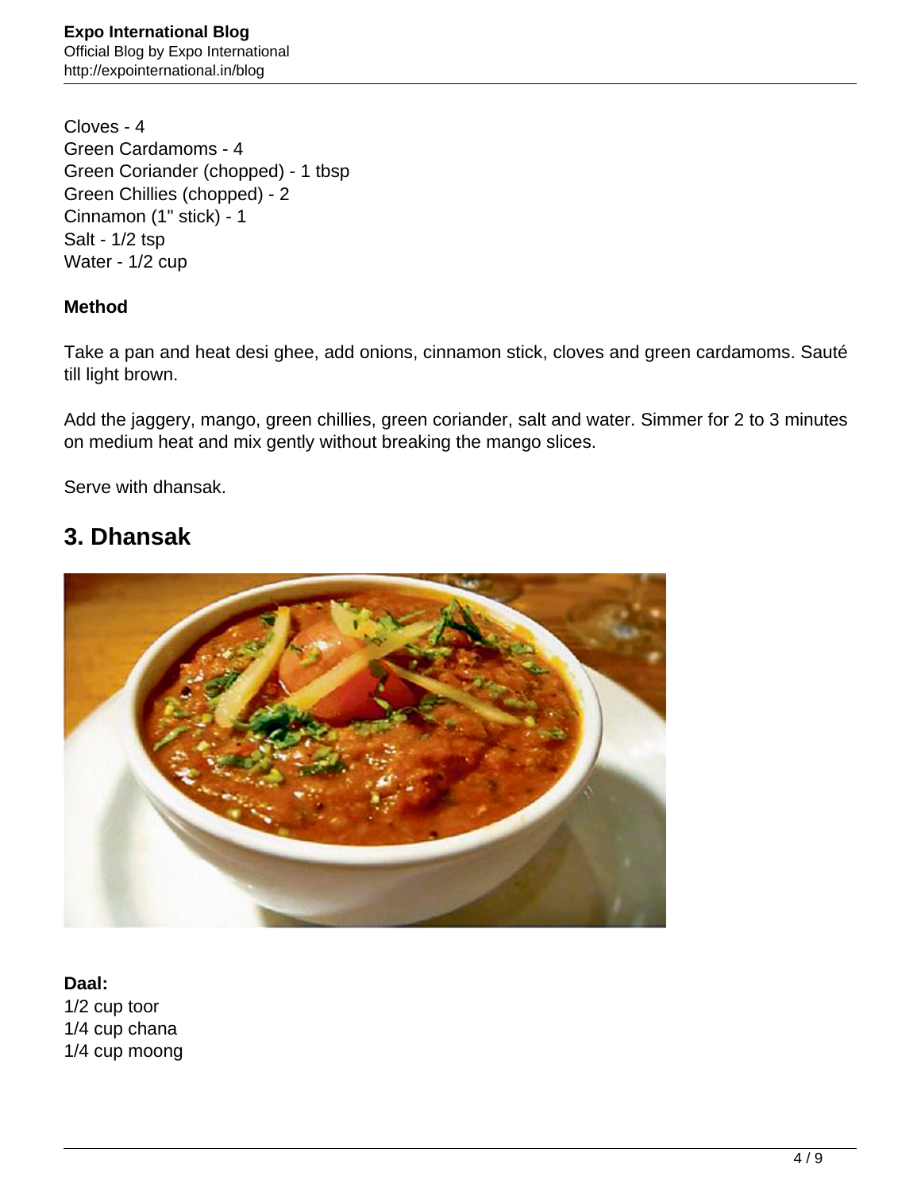Cloves - 4  
Green Cardamoms - 4  
Green Coriander (chopped) - 1 tbsp  
Green Chillies (chopped) - 2  
Cinnamon (1" stick) - 1  
Salt - 1/2 tsp  
Water - 1/2 cup

**Method**

Take a pan and heat desi ghee, add onions, cinnamon stick, cloves and green cardamoms. Sauté till light brown.

Add the jaggery, mango, green chillies, green coriander, salt and water. Simmer for 2 to 3 minutes on medium heat and mix gently without breaking the mango slices.

Serve with dhansak.

## 3. Dhansak

**Daal:**  
1/2 cup toor  
1/4 cup chana  
1/4 cup moong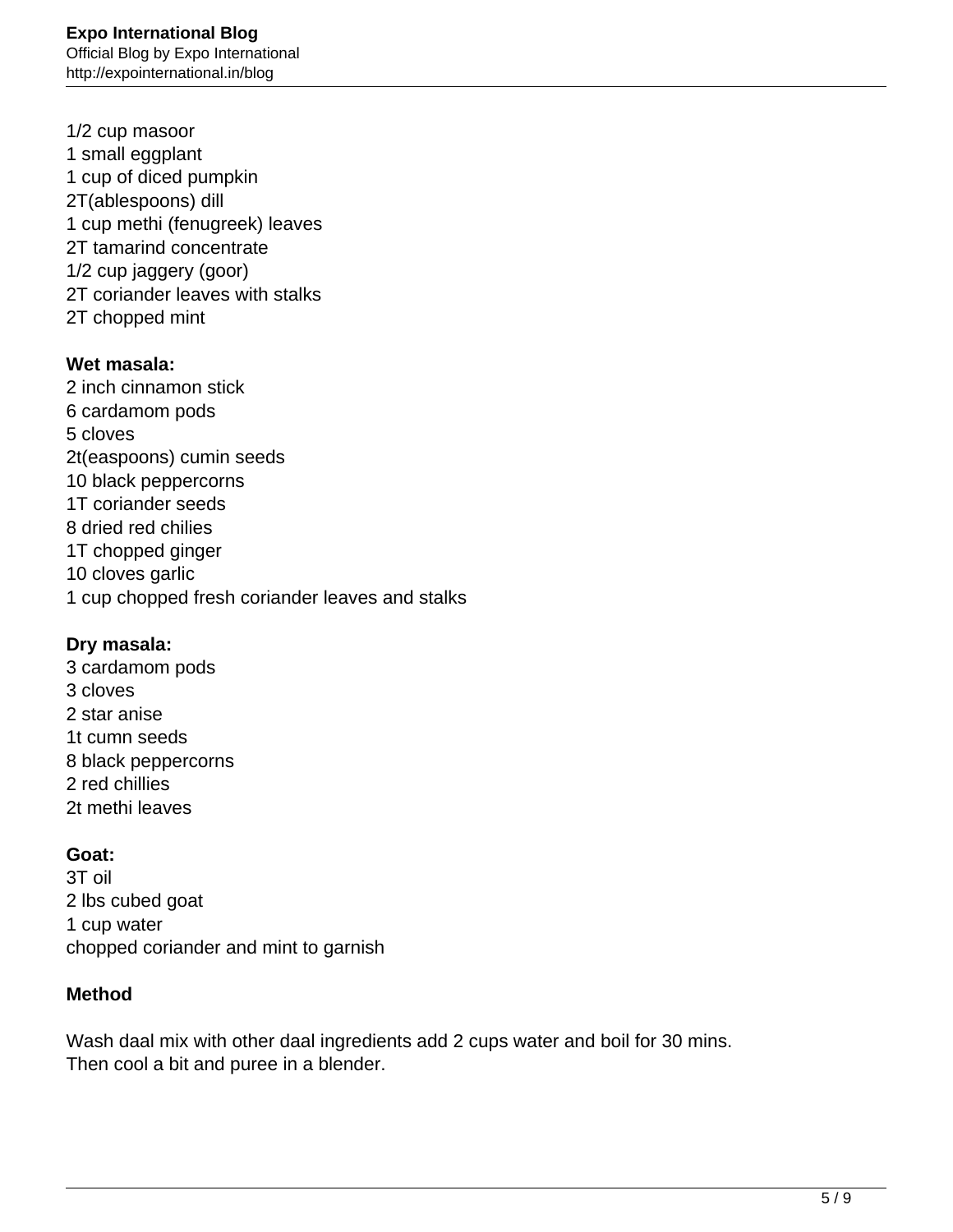1/2 cup masoor
1 small eggplant
1 cup of diced pumpkin
2T(ablespoons) dill
1 cup methi (fenugreek) leaves
2T tamarind concentrate
1/2 cup jaggery (goor)
2T coriander leaves with stalks
2T chopped mint

**Wet masala:**
2 inch cinnamon stick
6 cardamom pods
5 cloves
2t(easpoons) cumin seeds
10 black peppercorns
1T coriander seeds
8 dried red chilies
1T chopped ginger
10 cloves garlic
1 cup chopped fresh coriander leaves and stalks

**Dry masala:**
3 cardamom pods
3 cloves
2 star anise
1t cumn seeds
8 black peppercorns
2 red chillies
2t methi leaves

**Goat:**
3T oil
2 lbs cubed goat
1 cup water
chopped coriander and mint to garnish

**Method**

Wash daal mix with other daal ingredients add 2 cups water and boil for 30 mins.
Then cool a bit and puree in a blender.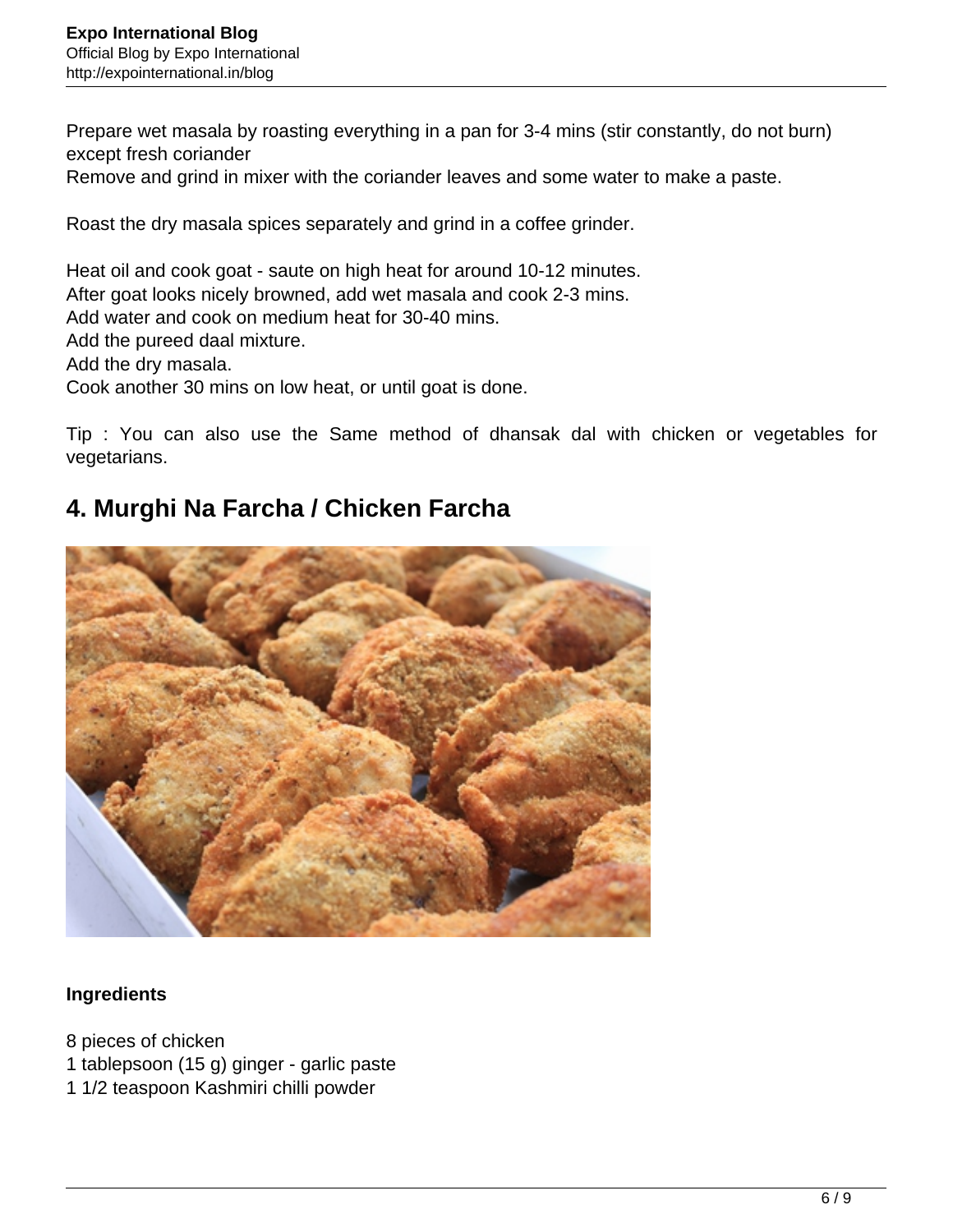Prepare wet masala by roasting everything in a pan for 3-4 mins (stir constantly, do not burn) except fresh coriander
Remove and grind in mixer with the coriander leaves and some water to make a paste.

Roast the dry masala spices separately and grind in a coffee grinder.

Heat oil and cook goat - saute on high heat for around 10-12 minutes.
After goat looks nicely browned, add wet masala and cook 2-3 mins.
Add water and cook on medium heat for 30-40 mins.
Add the pureed daal mixture.
Add the dry masala.
Cook another 30 mins on low heat, or until goat is done.

Tip : You can also use the Same method of dhansak dal with chicken or vegetables for vegetarians.

## 4. Murghi Na Farcha / Chicken Farcha

**Ingredients**

8 pieces of chicken
1 tablepsoon (15 g) ginger - garlic paste
1 1/2 teaspoon Kashmiri chilli powder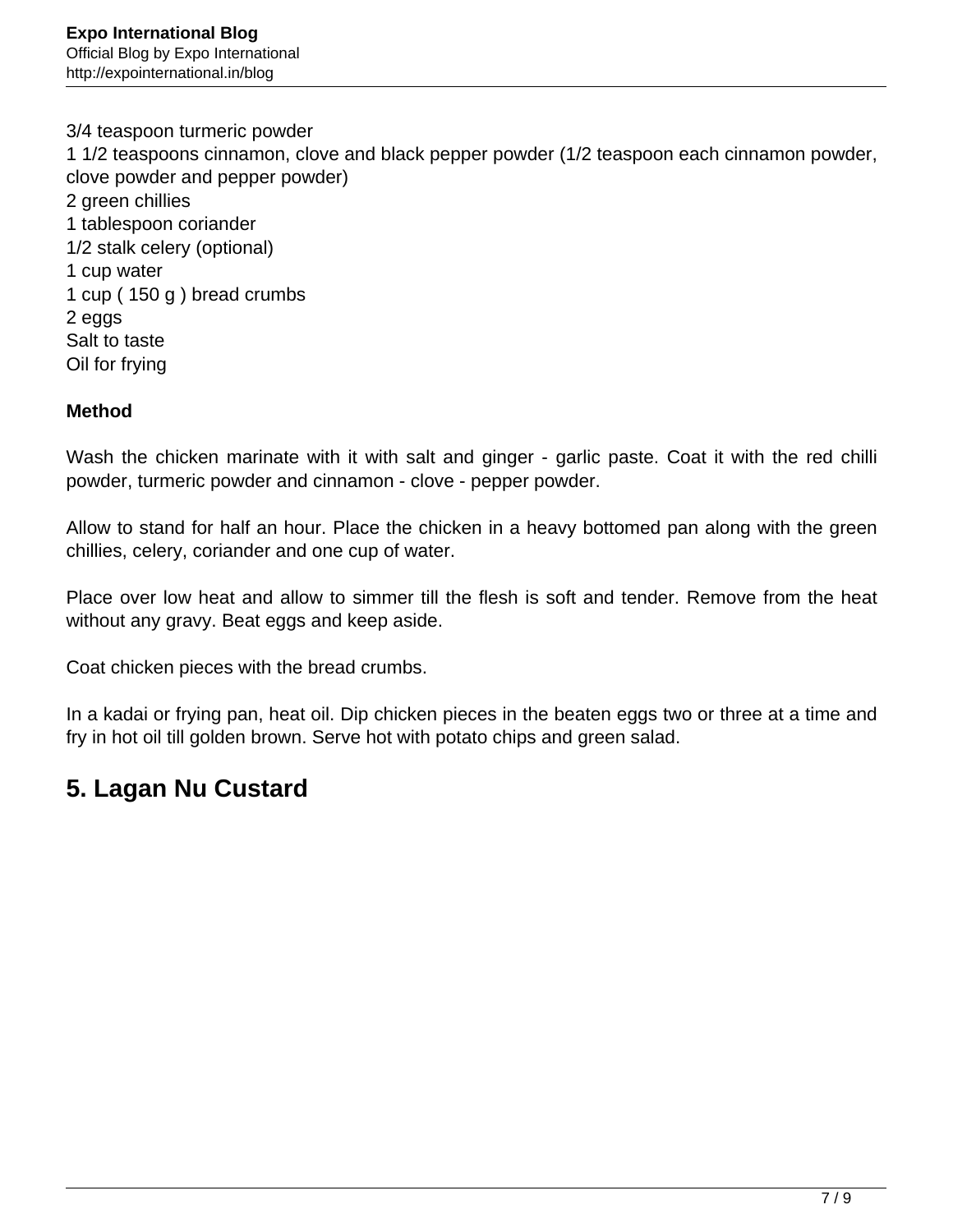3/4 teaspoon turmeric powder
1 1/2 teaspoons cinnamon, clove and black pepper powder (1/2 teaspoon each cinnamon powder, clove powder and pepper powder)
2 green chillies
1 tablespoon coriander
1/2 stalk celery (optional)
1 cup water
1 cup ( 150 g ) bread crumbs
2 eggs
Salt to taste
Oil for frying

**Method**

Wash the chicken marinate with it with salt and ginger - garlic paste. Coat it with the red chilli powder, turmeric powder and cinnamon - clove - pepper powder.

Allow to stand for half an hour. Place the chicken in a heavy bottomed pan along with the green chillies, celery, coriander and one cup of water.

Place over low heat and allow to simmer till the flesh is soft and tender. Remove from the heat without any gravy. Beat eggs and keep aside.

Coat chicken pieces with the bread crumbs.

In a kadai or frying pan, heat oil. Dip chicken pieces in the beaten eggs two or three at a time and fry in hot oil till golden brown. Serve hot with potato chips and green salad.

## 5. Lagan Nu Custard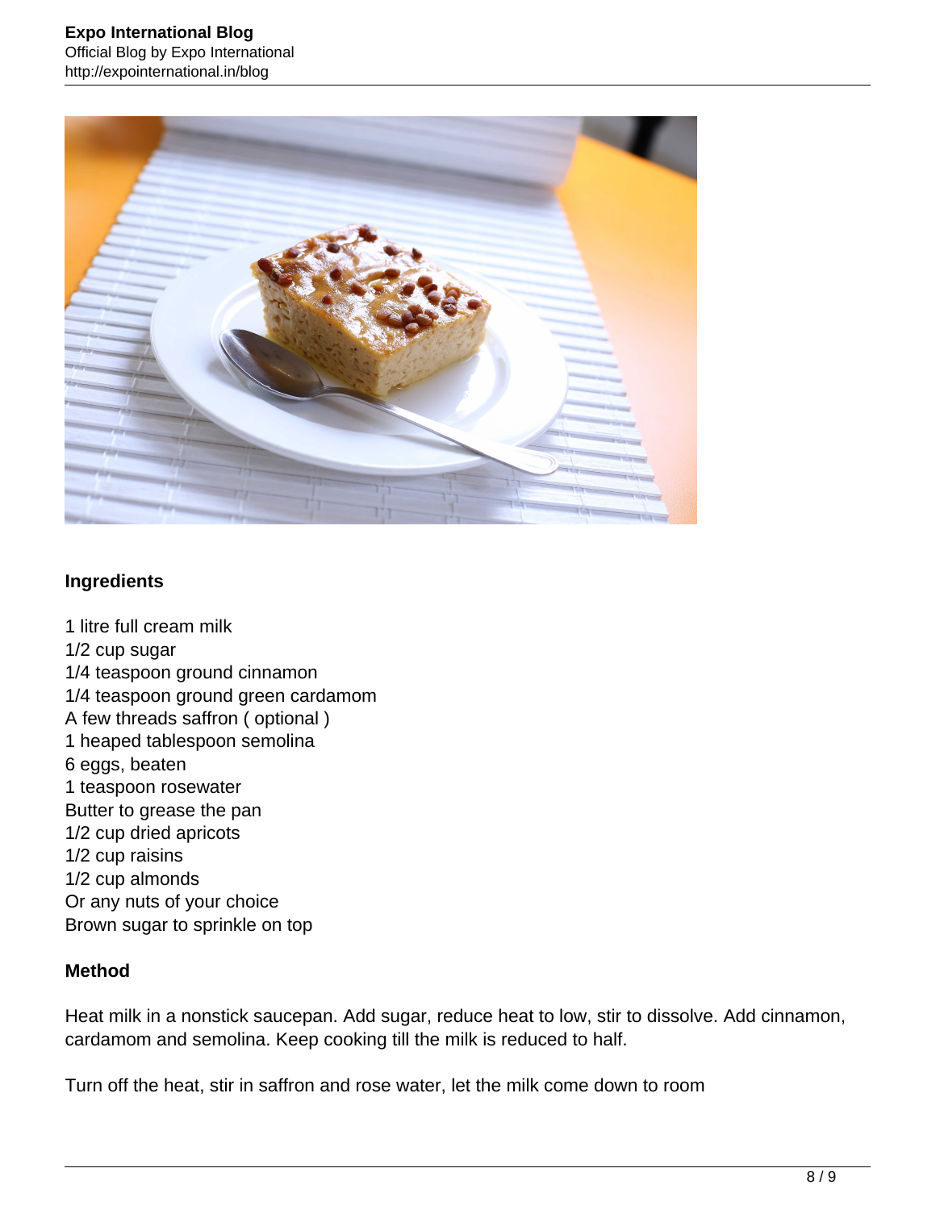**Ingredients**

1 litre full cream milk
1/2 cup sugar
1/4 teaspoon ground cinnamon
1/4 teaspoon ground green cardamom
A few threads saffron ( optional )
1 heaped tablespoon semolina
6 eggs, beaten
1 teaspoon rosewater
Butter to grease the pan
1/2 cup dried apricots
1/2 cup raisins
1/2 cup almonds
Or any nuts of your choice
Brown sugar to sprinkle on top

**Method**

Heat milk in a nonstick saucepan. Add sugar, reduce heat to low, stir to dissolve. Add cinnamon, cardamom and semolina. Keep cooking till the milk is reduced to half.

Turn off the heat, stir in saffron and rose water, let the milk come down to room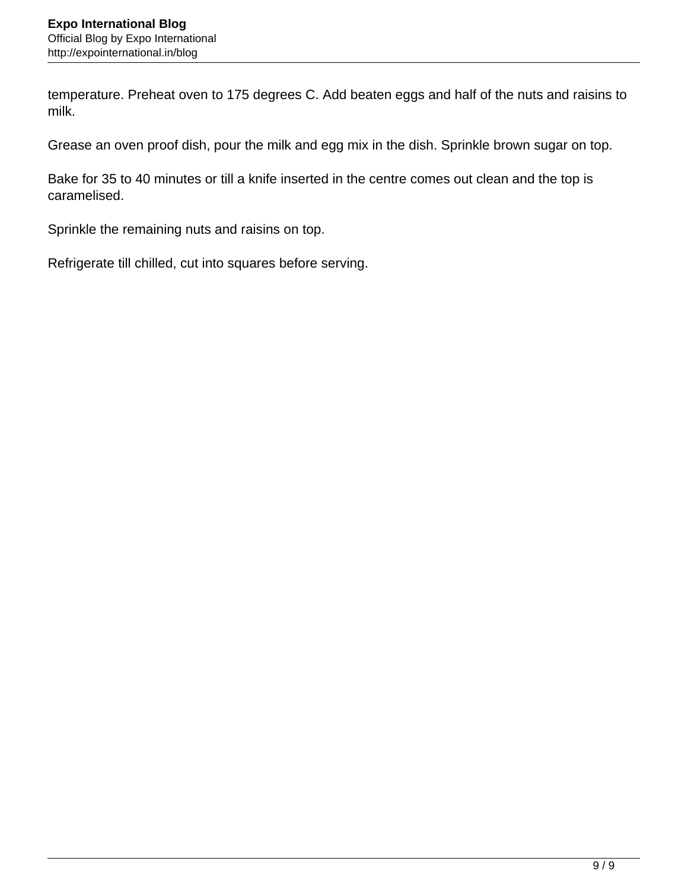temperature. Preheat oven to 175 degrees C. Add beaten eggs and half of the nuts and raisins to milk.

Grease an oven proof dish, pour the milk and egg mix in the dish. Sprinkle brown sugar on top.

Bake for 35 to 40 minutes or till a knife inserted in the centre comes out clean and the top is caramelised.

Sprinkle the remaining nuts and raisins on top.

Refrigerate till chilled, cut into squares before serving.